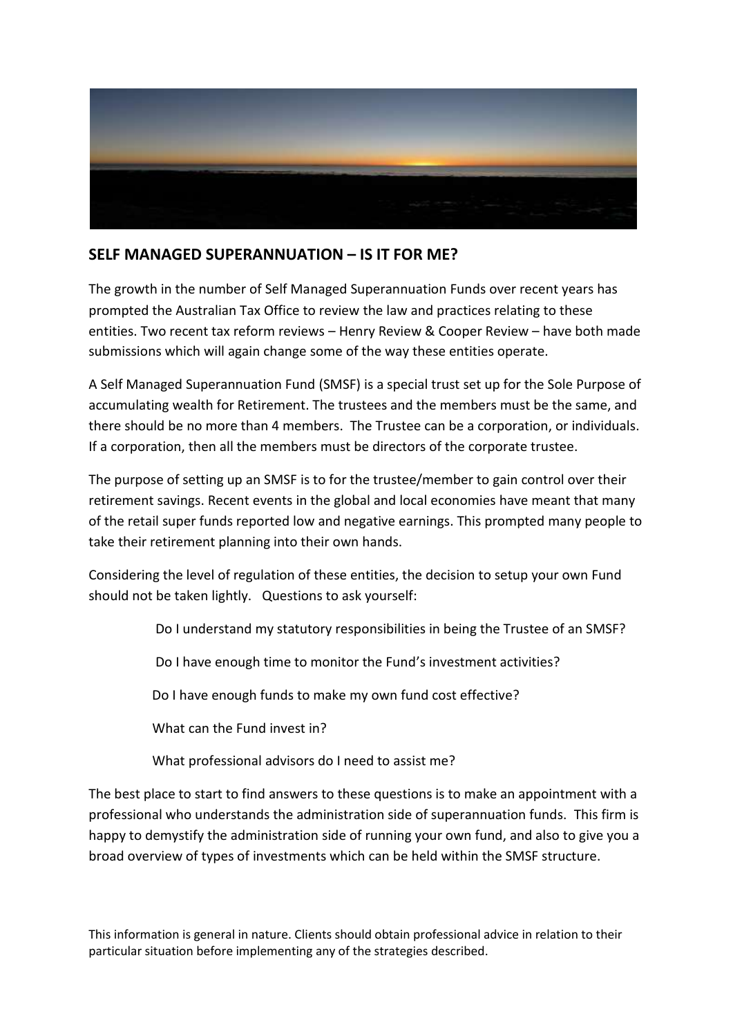## SELF MANAGED SUPERANNUATION – IS IT FOR ME?

The growth in the number of Self Managed Superannuation Funds over recent years has prompted the Australian Tax Office to review the law and practices relating to these entities. Two recent tax reform reviews – Henry Review & Cooper Review – have both made submissions which will again change some of the way these entities operate.

A Self Managed Superannuation Fund (SMSF) is a special trust set up for the Sole Purpose of accumulating wealth for Retirement. The trustees and the members must be the same, and there should be no more than 4 members. The Trustee can be a corporation, or individuals. If a corporation, then all the members must be directors of the corporate trustee.

The purpose of setting up an SMSF is to for the trustee/member to gain control over their retirement savings. Recent events in the global and local economies have meant that many of the retail super funds reported low and negative earnings. This prompted many people to take their retirement planning into their own hands.

Considering the level of regulation of these entities, the decision to setup your own Fund should not be taken lightly. Questions to ask yourself:

- Do I understand my statutory responsibilities in being the Trustee of an SMSF?
- Do I have enough time to monitor the Fund's investment activities?
- Do I have enough funds to make my own fund cost effective?
- What can the Fund invest in?
- What professional advisors do I need to assist me?

The best place to start to find answers to these questions is to make an appointment with a professional who understands the administration side of superannuation funds. This firm is happy to demystify the administration side of running your own fund, and also to give you a broad overview of types of investments which can be held within the SMSF structure.

This information is general in nature. Clients should obtain professional advice in relation to their particular situation before implementing any of the strategies described.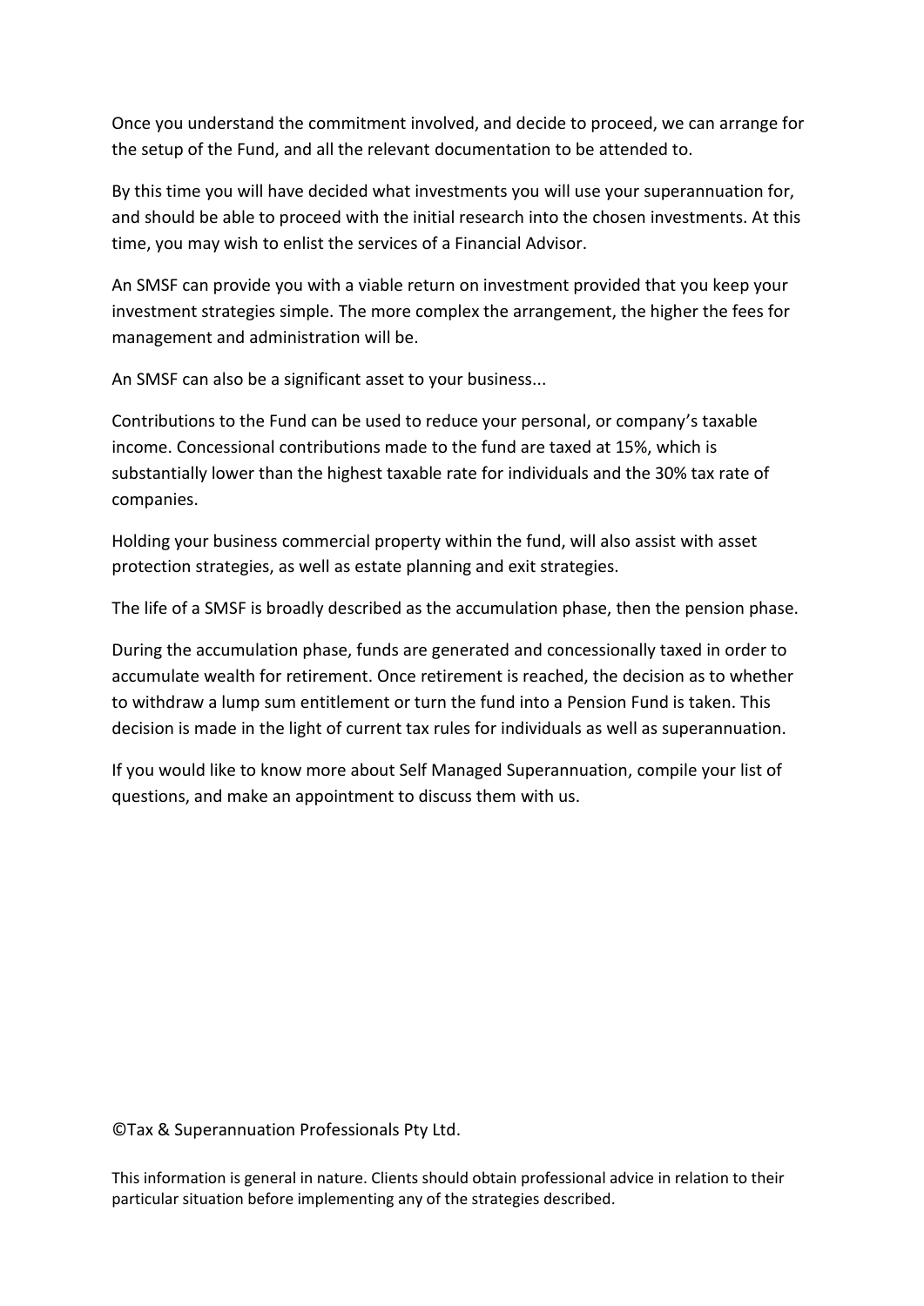Once you understand the commitment involved, and decide to proceed, we can arrange for the setup of the Fund, and all the relevant documentation to be attended to.

By this time you will have decided what investments you will use your superannuation for, and should be able to proceed with the initial research into the chosen investments. At this time, you may wish to enlist the services of a Financial Advisor.

An SMSF can provide you with a viable return on investment provided that you keep your investment strategies simple. The more complex the arrangement, the higher the fees for management and administration will be.

An SMSF can also be a significant asset to your business...

Contributions to the Fund can be used to reduce your personal, or company's taxable income. Concessional contributions made to the fund are taxed at 15%, which is substantially lower than the highest taxable rate for individuals and the 30% tax rate of companies.

Holding your business commercial property within the fund, will also assist with asset protection strategies, as well as estate planning and exit strategies.

The life of a SMSF is broadly described as the accumulation phase, then the pension phase.

During the accumulation phase, funds are generated and concessionally taxed in order to accumulate wealth for retirement. Once retirement is reached, the decision as to whether to withdraw a lump sum entitlement or turn the fund into a Pension Fund is taken. This decision is made in the light of current tax rules for individuals as well as superannuation.

If you would like to know more about Self Managed Superannuation, compile your list of questions, and make an appointment to discuss them with us.

©Tax & Superannuation Professionals Pty Ltd.

This information is general in nature. Clients should obtain professional advice in relation to their particular situation before implementing any of the strategies described.